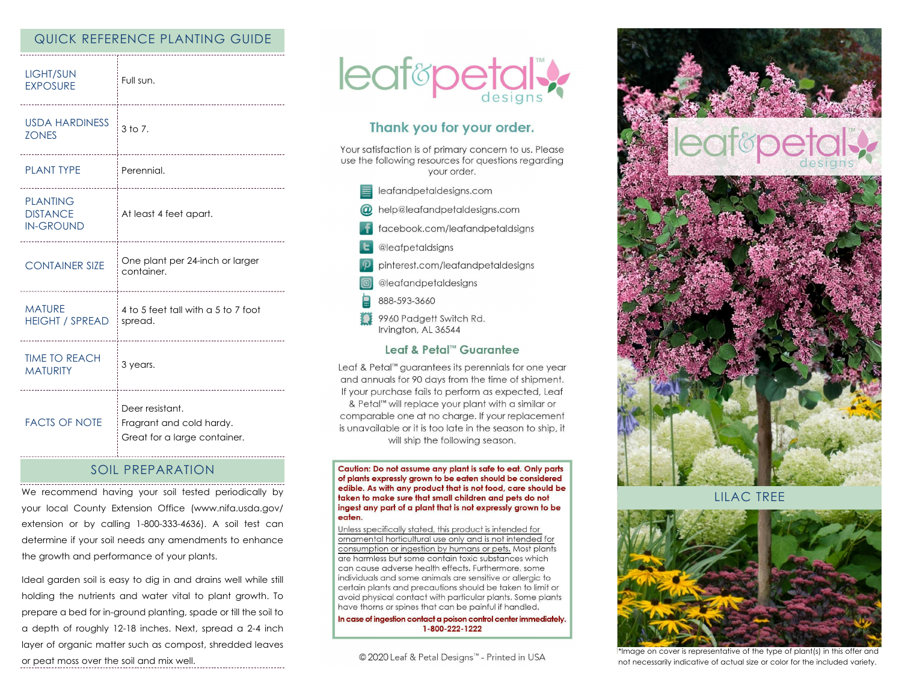## QUICK REFERENCE PLANTING GUIDE

| | |
|---|---|
| LIGHT/SUN EXPOSURE | Full sun. |
| USDA HARDINESS ZONES | 3 to 7. |
| PLANT TYPE | Perennial. |
| PLANTING DISTANCE IN-GROUND | At least 4 feet apart. |
| CONTAINER SIZE | One plant per 24-inch or larger container. |
| MATURE HEIGHT / SPREAD | 4 to 5 feet tall with a 5 to 7 foot spread. |
| TIME TO REACH MATURITY | 3 years. |
| FACTS OF NOTE | Deer resistant. Fragrant and cold hardy. Great for a large container. |

## SOIL PREPARATION

We recommend having your soil tested periodically by your local County Extension Office (www.nifa.usda.gov/extension or by calling 1-800-333-4636). A soil test can determine if your soil needs any amendments to enhance the growth and performance of your plants.

Ideal garden soil is easy to dig in and drains well while still holding the nutrients and water vital to plant growth. To prepare a bed for in-ground planting, spade or till the soil to a depth of roughly 12-18 inches. Next, spread a 2-4 inch layer of organic matter such as compost, shredded leaves or peat moss over the soil and mix well.

leaf&petal™ designs

### Thank you for your order.

Your satisfaction is of primary concern to us. Please use the following resources for questions regarding your order.

- leafandpetaldesigns.com
- help@leafandpetaldesigns.com
- facebook.com/leafandpetaldsigns
- @leafpetaldsigns
- pinterest.com/leafandpetaldesigns
- @leafandpetaldesigns
- 888-593-3660
- 9960 Padgett Switch Rd. Irvington, AL 36544

### Leaf & Petal™ Guarantee

Leaf & Petal™ guarantees its perennials for one year and annuals for 90 days from the time of shipment. If your purchase fails to perform as expected, Leaf & Petal™ will replace your plant with a similar or comparable one at no charge. If your replacement is unavailable or it is too late in the season to ship, it will ship the following season.

**Caution: Do not assume any plant is safe to eat. Only parts of plants expressly grown to be eaten should be considered edible. As with any product that is not food, care should be taken to make sure that small children and pets do not ingest any part of a plant that is not expressly grown to be eaten.**

Unless specifically stated, this product is intended for ornamental horticultural use only and is not intended for consumption or ingestion by humans or pets. Most plants are harmless but some contain toxic substances which can cause adverse health effects. Furthermore, some individuals and some animals are sensitive or allergic to certain plants and precautions should be taken to limit or avoid physical contact with particular plants. Some plants have thorns or spines that can be painful if handled.

**In case of ingestion contact a poison control center immediately. 1-800-222-1222**

© 2020 Leaf & Petal Designs™ - Printed in USA

leaf&petal™ designs

## LILAC TREE

*Image on cover is representative of the type of plant(s) in this offer and not necessarily indicative of actual size or color for the included variety.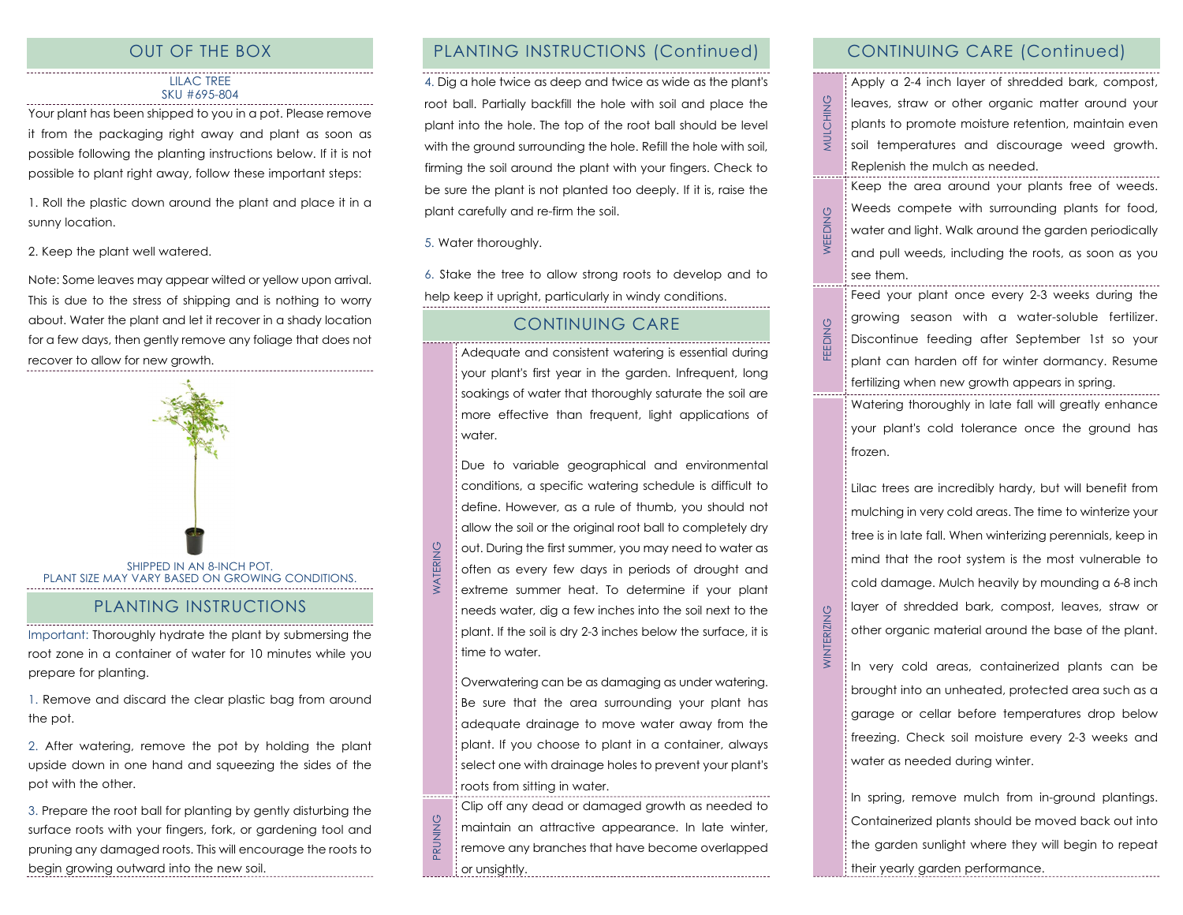## OUT OF THE BOX

LILAC TREE
SKU #695-804

Your plant has been shipped to you in a pot. Please remove it from the packaging right away and plant as soon as possible following the planting instructions below. If it is not possible to plant right away, follow these important steps:

1. Roll the plastic down around the plant and place it in a sunny location.

2. Keep the plant well watered.

Note: Some leaves may appear wilted or yellow upon arrival. This is due to the stress of shipping and is nothing to worry about. Water the plant and let it recover in a shady location for a few days, then gently remove any foliage that does not recover to allow for new growth.

SHIPPED IN AN 8-INCH POT.
PLANT SIZE MAY VARY BASED ON GROWING CONDITIONS.

## PLANTING INSTRUCTIONS

Important: Thoroughly hydrate the plant by submersing the root zone in a container of water for 10 minutes while you prepare for planting.

1. Remove and discard the clear plastic bag from around the pot.

2. After watering, remove the pot by holding the plant upside down in one hand and squeezing the sides of the pot with the other.

3. Prepare the root ball for planting by gently disturbing the surface roots with your fingers, fork, or gardening tool and pruning any damaged roots. This will encourage the roots to begin growing outward into the new soil.

## PLANTING INSTRUCTIONS (Continued)

4. Dig a hole twice as deep and twice as wide as the plant's root ball. Partially backfill the hole with soil and place the plant into the hole. The top of the root ball should be level with the ground surrounding the hole. Refill the hole with soil, firming the soil around the plant with your fingers. Check to be sure the plant is not planted too deeply. If it is, raise the plant carefully and re-firm the soil.

5. Water thoroughly.

6. Stake the tree to allow strong roots to develop and to help keep it upright, particularly in windy conditions.

## CONTINUING CARE

### WATERING

Adequate and consistent watering is essential during your plant's first year in the garden. Infrequent, long soakings of water that thoroughly saturate the soil are more effective than frequent, light applications of water.

Due to variable geographical and environmental conditions, a specific watering schedule is difficult to define. However, as a rule of thumb, you should not allow the soil or the original root ball to completely dry out. During the first summer, you may need to water as often as every few days in periods of drought and extreme summer heat. To determine if your plant needs water, dig a few inches into the soil next to the plant. If the soil is dry 2-3 inches below the surface, it is time to water.

Overwatering can be as damaging as under watering. Be sure that the area surrounding your plant has adequate drainage to move water away from the plant. If you choose to plant in a container, always select one with drainage holes to prevent your plant's roots from sitting in water.

### PRUNING

Clip off any dead or damaged growth as needed to maintain an attractive appearance. In late winter, remove any branches that have become overlapped or unsightly.

## CONTINUING CARE (Continued)

### MULCHING

Apply a 2-4 inch layer of shredded bark, compost, leaves, straw or other organic matter around your plants to promote moisture retention, maintain even soil temperatures and discourage weed growth. Replenish the mulch as needed.

### WEEDING

Keep the area around your plants free of weeds. Weeds compete with surrounding plants for food, water and light. Walk around the garden periodically and pull weeds, including the roots, as soon as you see them.

### FEEDING

Feed your plant once every 2-3 weeks during the growing season with a water-soluble fertilizer. Discontinue feeding after September 1st so your plant can harden off for winter dormancy. Resume fertilizing when new growth appears in spring.

### WINTERIZING

Watering thoroughly in late fall will greatly enhance your plant's cold tolerance once the ground has frozen.

Lilac trees are incredibly hardy, but will benefit from mulching in very cold areas. The time to winterize your tree is in late fall. When winterizing perennials, keep in mind that the root system is the most vulnerable to cold damage. Mulch heavily by mounding a 6-8 inch layer of shredded bark, compost, leaves, straw or other organic material around the base of the plant.

In very cold areas, containerized plants can be brought into an unheated, protected area such as a garage or cellar before temperatures drop below freezing. Check soil moisture every 2-3 weeks and water as needed during winter.

In spring, remove mulch from in-ground plantings. Containerized plants should be moved back out into the garden sunlight where they will begin to repeat their yearly garden performance.